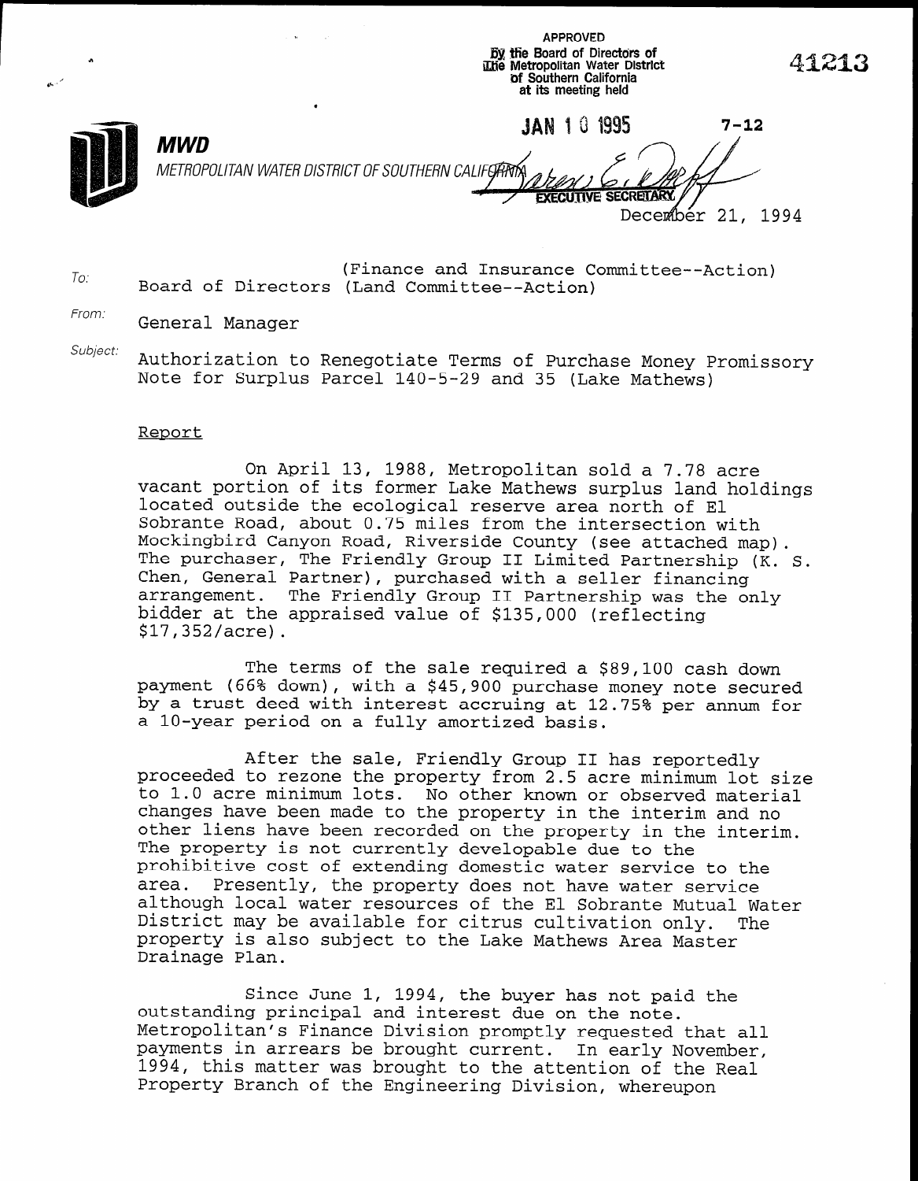APPROVED
By the Board of Directors of
The Metropolitan Water District
of Southern California
at its meeting held

JAN 10 1995

EXECUTIVE SECRETARY

41213

7-12

**MWD**

*METROPOLITAN WATER DISTRICT OF SOUTHERN CALIFORNIA*

December 21, 1994

To: (Finance and Insurance Committee--Action)
Board of Directors (Land Committee--Action)

From: General Manager

Subject: Authorization to Renegotiate Terms of Purchase Money Promissory Note for Surplus Parcel 140-5-29 and 35 (Lake Mathews)

Report

On April 13, 1988, Metropolitan sold a 7.78 acre vacant portion of its former Lake Mathews surplus land holdings located outside the ecological reserve area north of El Sobrante Road, about 0.75 miles from the intersection with Mockingbird Canyon Road, Riverside County (see attached map). The purchaser, The Friendly Group II Limited Partnership (K. S. Chen, General Partner), purchased with a seller financing arrangement. The Friendly Group II Partnership was the only bidder at the appraised value of $135,000 (reflecting $17,352/acre).

The terms of the sale required a $89,100 cash down payment (66% down), with a $45,900 purchase money note secured by a trust deed with interest accruing at 12.75% per annum for a 10-year period on a fully amortized basis.

After the sale, Friendly Group II has reportedly proceeded to rezone the property from 2.5 acre minimum lot size to 1.0 acre minimum lots. No other known or observed material changes have been made to the property in the interim and no other liens have been recorded on the property in the interim. The property is not currently developable due to the prohibitive cost of extending domestic water service to the area. Presently, the property does not have water service although local water resources of the El Sobrante Mutual Water District may be available for citrus cultivation only. The property is also subject to the Lake Mathews Area Master Drainage Plan.

Since June 1, 1994, the buyer has not paid the outstanding principal and interest due on the note. Metropolitan's Finance Division promptly requested that all payments in arrears be brought current. In early November, 1994, this matter was brought to the attention of the Real Property Branch of the Engineering Division, whereupon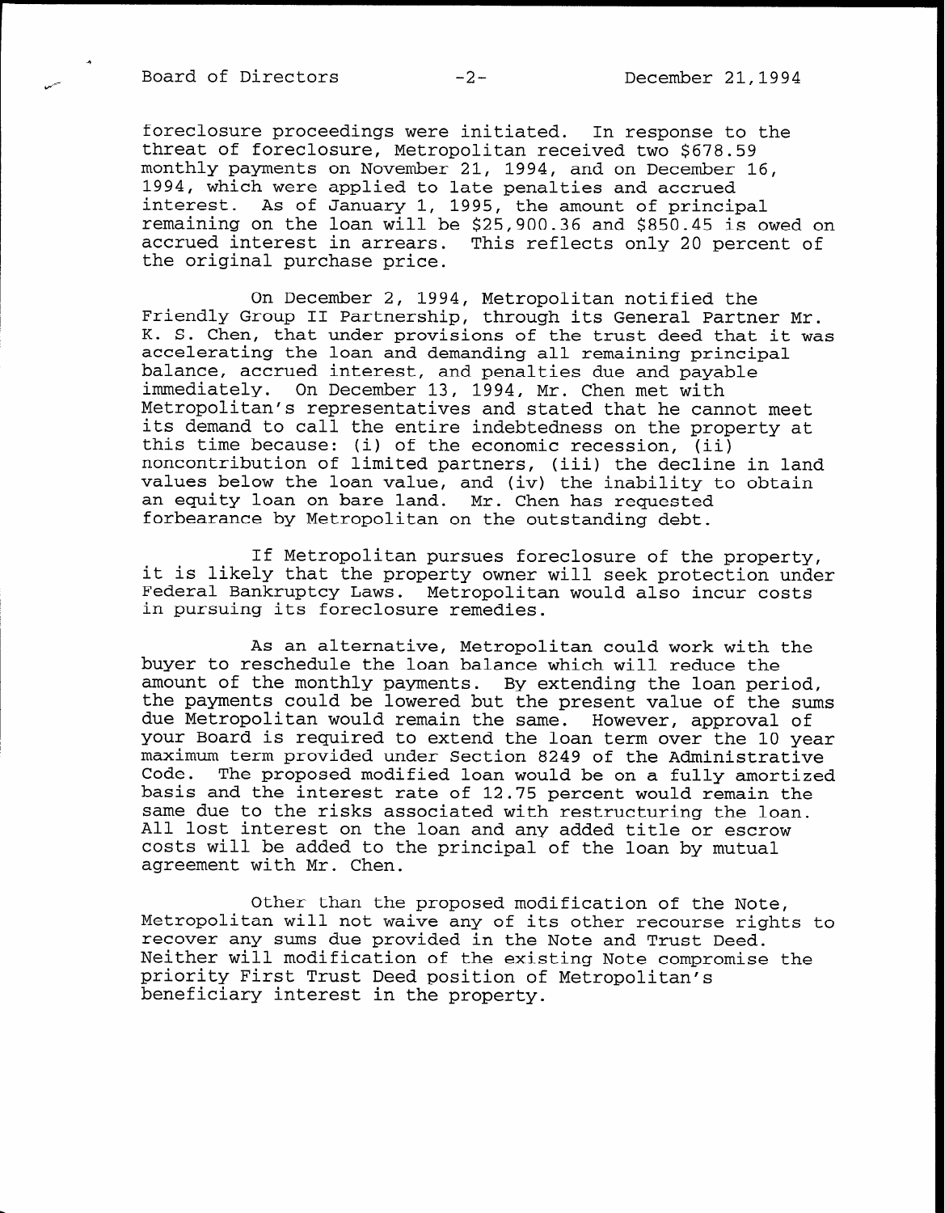foreclosure proceedings were initiated. In response to the threat of foreclosure, Metropolitan received two $678.59 monthly payments on November 21, 1994, and on December 16, 1994, which were applied to late penalties and accrued interest. As of January 1, 1995, the amount of principal remaining on the loan will be $25,900.36 and $850.45 is owed on accrued interest in arrears. This reflects only 20 percent of the original purchase price.

On December 2, 1994, Metropolitan notified the Friendly Group II Partnership, through its General Partner Mr. K. S. Chen, that under provisions of the trust deed that it was accelerating the loan and demanding all remaining principal balance, accrued interest, and penalties due and payable immediately. On December 13, 1994, Mr. Chen met with Metropolitan's representatives and stated that he cannot meet its demand to call the entire indebtedness on the property at this time because: (i) of the economic recession, (ii) noncontribution of limited partners, (iii) the decline in land values below the loan value, and (iv) the inability to obtain an equity loan on bare land. Mr. Chen has requested forbearance by Metropolitan on the outstanding debt.

If Metropolitan pursues foreclosure of the property, it is likely that the property owner will seek protection under Federal Bankruptcy Laws. Metropolitan would also incur costs in pursuing its foreclosure remedies.

As an alternative, Metropolitan could work with the buyer to reschedule the loan balance which will reduce the amount of the monthly payments. By extending the loan period, the payments could be lowered but the present value of the sums due Metropolitan would remain the same. However, approval of your Board is required to extend the loan term over the 10 year maximum term provided under Section 8249 of the Administrative Code. The proposed modified loan would be on a fully amortized basis and the interest rate of 12.75 percent would remain the same due to the risks associated with restructuring the loan. All lost interest on the loan and any added title or escrow costs will be added to the principal of the loan by mutual agreement with Mr. Chen.

Other than the proposed modification of the Note, Metropolitan will not waive any of its other recourse rights to recover any sums due provided in the Note and Trust Deed. Neither will modification of the existing Note compromise the priority First Trust Deed position of Metropolitan's beneficiary interest in the property.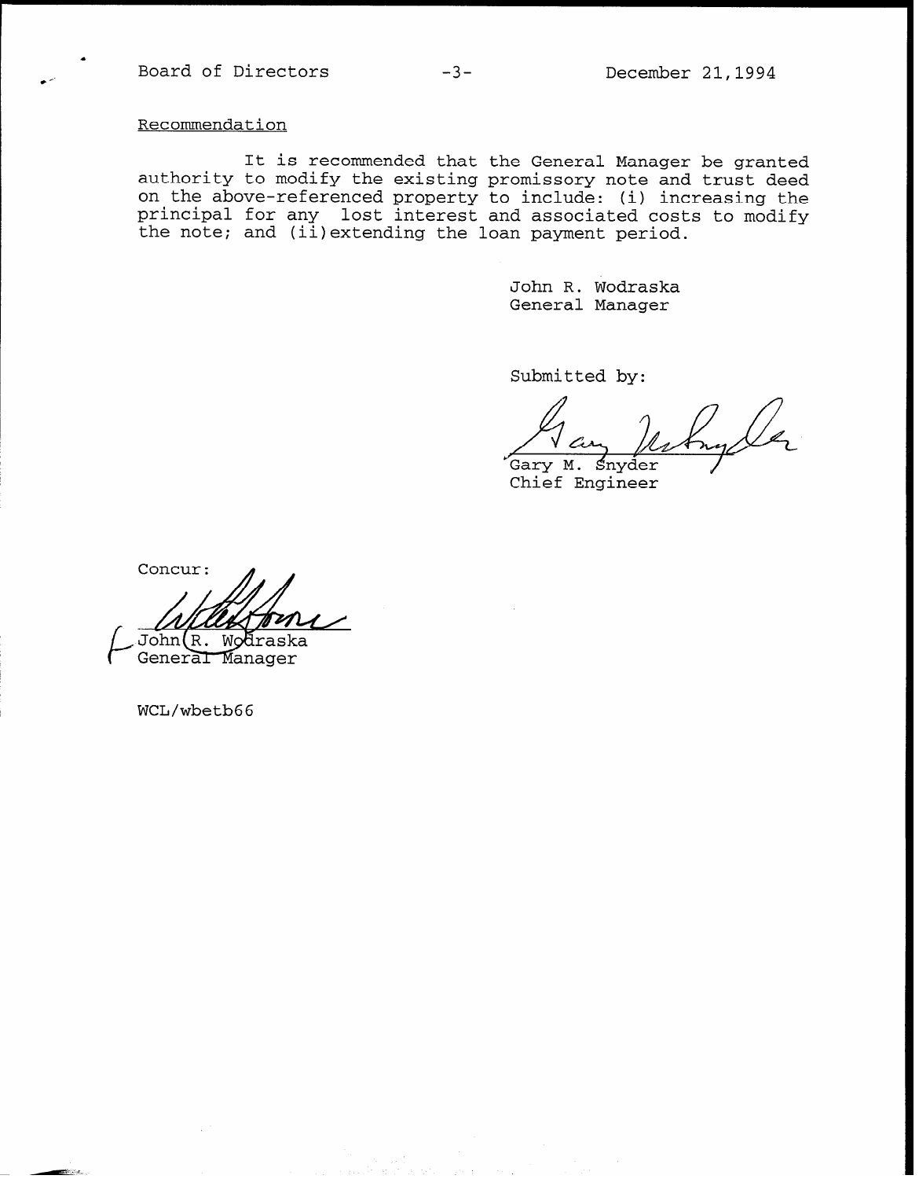Recommendation

It is recommended that the General Manager be granted authority to modify the existing promissory note and trust deed on the above-referenced property to include: (i) increasing the principal for any lost interest and associated costs to modify the note; and (ii)extending the loan payment period.

John R. Wodraska
General Manager

Submitted by:

Gary M. Snyder
Chief Engineer

Concur:

John R. Wodraska
General Manager

WCL/wbetb66